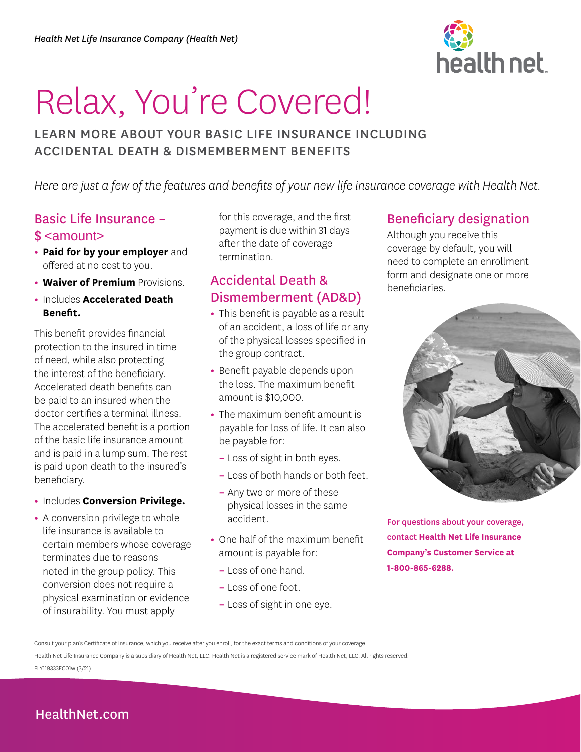*Health Net Life Insurance Company (Health Net)*

# Relax, You're Covered!

## LEARN MORE ABOUT YOUR BASIC LIFE INSURANCE INCLUDING ACCIDENTAL DEATH & DISMEMBERMENT BENEFITS

*Here are just a few of the features and benefits of your new life insurance coverage with Health Net.*

### Basic Life Insurance – $ <amount>

- **Paid for by your employer** and offered at no cost to you.
- **Waiver of Premium** Provisions.
- Includes **Accelerated Death Benefit.**

This benefit provides financial protection to the insured in time of need, while also protecting the interest of the beneficiary. Accelerated death benefits can be paid to an insured when the doctor certifies a terminal illness. The accelerated benefit is a portion of the basic life insurance amount and is paid in a lump sum. The rest is paid upon death to the insured's beneficiary.

- Includes **Conversion Privilege.**
- A conversion privilege to whole life insurance is available to certain members whose coverage terminates due to reasons noted in the group policy. This conversion does not require a physical examination or evidence of insurability. You must apply for this coverage, and the first payment is due within 31 days after the date of coverage termination.

### Accidental Death & Dismemberment (AD&D)

- This benefit is payable as a result of an accident, a loss of life or any of the physical losses specified in the group contract.
- Benefit payable depends upon the loss. The maximum benefit amount is $10,000.
- The maximum benefit amount is payable for loss of life. It can also be payable for:
  - Loss of sight in both eyes.
  - Loss of both hands or both feet.
  - Any two or more of these physical losses in the same accident.
- One half of the maximum benefit amount is payable for:
  - Loss of one hand.
  - Loss of one foot.
  - Loss of sight in one eye.

### Beneficiary designation

Although you receive this coverage by default, you will need to complete an enrollment form and designate one or more beneficiaries.

For questions about your coverage, contact **Health Net Life Insurance Company's Customer Service at 1-800-865-6288.**

Consult your plan's Certificate of Insurance, which you receive after you enroll, for the exact terms and conditions of your coverage.

Health Net Life Insurance Company is a subsidiary of Health Net, LLC. Health Net is a registered service mark of Health Net, LLC. All rights reserved.

FLY119333EC01w (3/21)

HealthNet.com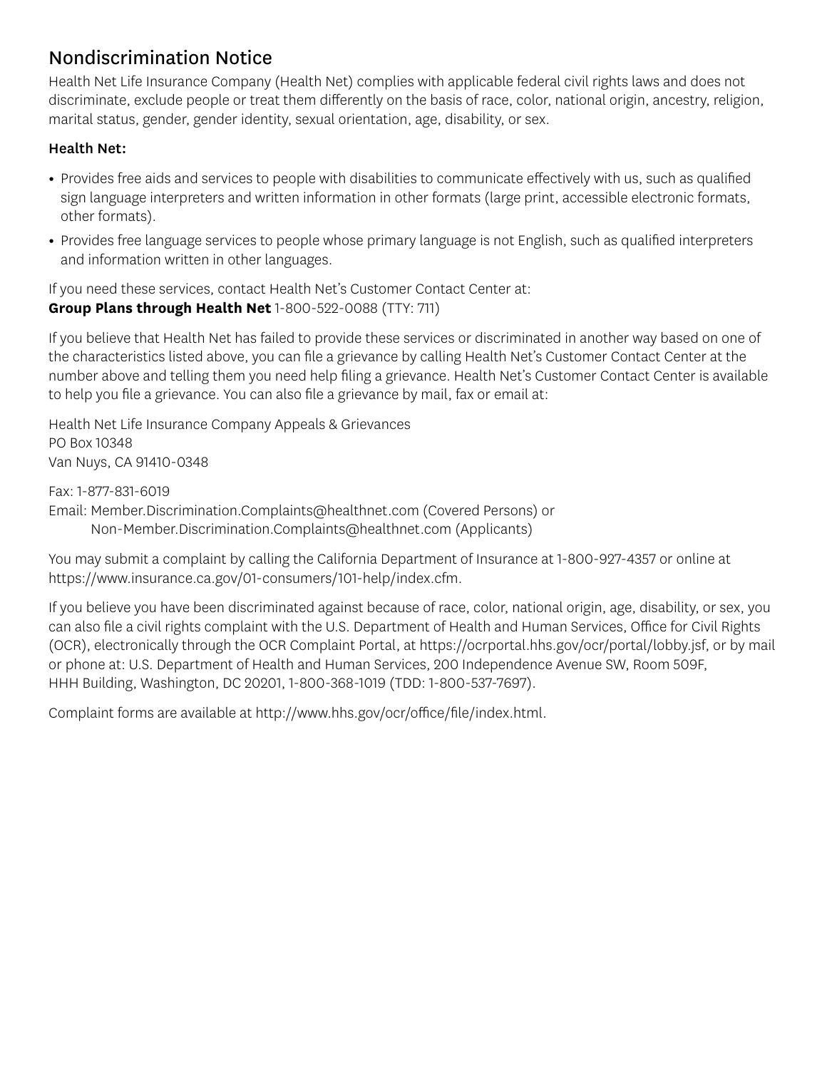# Nondiscrimination Notice

Health Net Life Insurance Company (Health Net) complies with applicable federal civil rights laws and does not discriminate, exclude people or treat them differently on the basis of race, color, national origin, ancestry, religion, marital status, gender, gender identity, sexual orientation, age, disability, or sex.

**Health Net:**

- Provides free aids and services to people with disabilities to communicate effectively with us, such as qualified sign language interpreters and written information in other formats (large print, accessible electronic formats, other formats).
- Provides free language services to people whose primary language is not English, such as qualified interpreters and information written in other languages.

If you need these services, contact Health Net's Customer Contact Center at:
**Group Plans through Health Net** 1-800-522-0088 (TTY: 711)

If you believe that Health Net has failed to provide these services or discriminated in another way based on one of the characteristics listed above, you can file a grievance by calling Health Net's Customer Contact Center at the number above and telling them you need help filing a grievance. Health Net's Customer Contact Center is available to help you file a grievance. You can also file a grievance by mail, fax or email at:

Health Net Life Insurance Company Appeals & Grievances
PO Box 10348
Van Nuys, CA 91410-0348

Fax: 1-877-831-6019
Email: Member.Discrimination.Complaints@healthnet.com (Covered Persons) or
Non-Member.Discrimination.Complaints@healthnet.com (Applicants)

You may submit a complaint by calling the California Department of Insurance at 1-800-927-4357 or online at https://www.insurance.ca.gov/01-consumers/101-help/index.cfm.

If you believe you have been discriminated against because of race, color, national origin, age, disability, or sex, you can also file a civil rights complaint with the U.S. Department of Health and Human Services, Office for Civil Rights (OCR), electronically through the OCR Complaint Portal, at https://ocrportal.hhs.gov/ocr/portal/lobby.jsf, or by mail or phone at: U.S. Department of Health and Human Services, 200 Independence Avenue SW, Room 509F, HHH Building, Washington, DC 20201, 1-800-368-1019 (TDD: 1-800-537-7697).

Complaint forms are available at http://www.hhs.gov/ocr/office/file/index.html.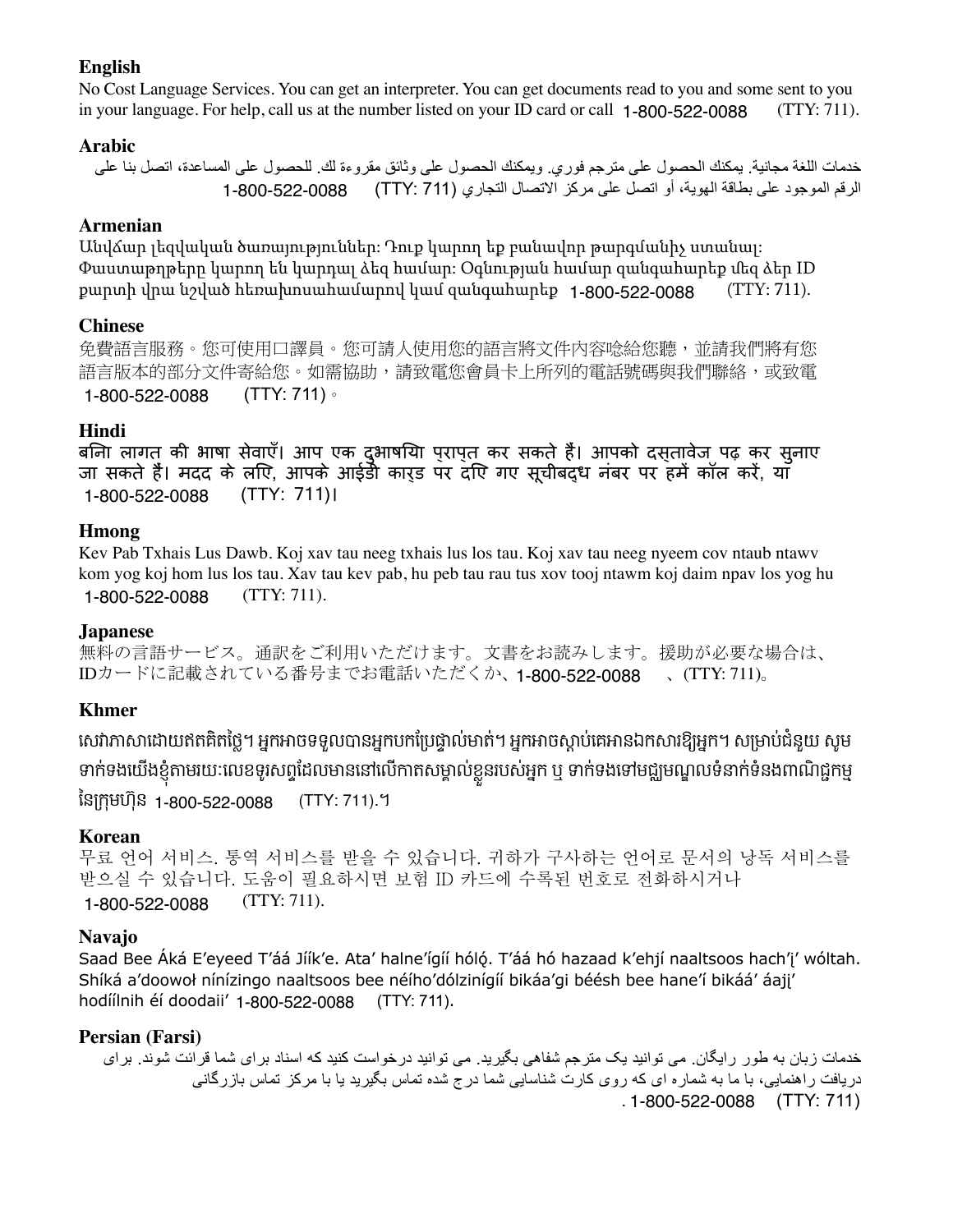**English**

No Cost Language Services. You can get an interpreter. You can get documents read to you and some sent to you in your language. For help, call us at the number listed on your ID card or call 1-800-522-0088 (TTY: 711).

**Arabic**

خدمات اللغة مجانية. يمكنك الحصول على مترجم فوري. ويمكنك الحصول على وثائق مقروءة لك. للحصول على المساعدة، اتصل بنا على الرقم الموجود على بطاقة الهوية، أو اتصل على مركز الاتصال التجاري 1-800-522-0088 (TTY: 711)

**Armenian**

Անվճար լեզվական ծառայություններ: Դուք կարող եք բանավոր թարգմանիչ ստանալ: Փաստաթղթերը կարող են կարդալ ձեզ համար: Օգնության համար զանգահարեք մեզ ձեր ID քարտի վրա նշված հեռախոսահամարով կամ զանգահարեք 1-800-522-0088 (TTY: 711).

**Chinese**

免費語言服務。您可使用口譯員。您可請人使用您的語言將文件內容唸給您聽，並請我們將有您語言版本的部分文件寄給您。如需協助，請致電您會員卡上所列的電話號碼與我們聯絡，或致電 1-800-522-0088 (TTY: 711)。

**Hindi**

बिना लागत की भाषा सेवाएँ। आप एक दुभाषिया प्राप्त कर सकते हैं। आपको दस्तावेज पढ़ कर सुनाए जा सकते हैं। मदद के लिए, आपके आईडी कार्ड पर दिए गए सूचीबद्ध नंबर पर हमें कॉल करें, या 1-800-522-0088 (TTY: 711)।

**Hmong**

Kev Pab Txhais Lus Dawb. Koj xav tau neeg txhais lus los tau. Koj xav tau neeg nyeem cov ntaub ntawv kom yog koj hom lus los tau. Xav tau kev pab, hu peb tau rau tus xov tooj ntawm koj daim npav los yog hu 1-800-522-0088 (TTY: 711).

**Japanese**

無料の言語サービス。通訳をご利用いただけます。文書をお読みします。援助が必要な場合は、IDカードに記載されている番号までお電話いただくか、1-800-522-0088 、(TTY: 711)。

**Khmer**

សេវាភាសាដោយឥតគិតថ្លៃ។ អ្នកអាចទទួលបានអ្នកបកប្រែផ្ទាល់មាត់។ អ្នកអាចស្តាប់គេអានឯកសារឱ្យអ្នក។ សម្រាប់ជំនួយ សូមទាក់ទងយើងខ្ញុំតាមរយៈលេខទូរសព្ទដែលមាននៅលើកាតសម្គាល់ខ្លួនរបស់អ្នក ឬ ទាក់ទងទៅមជ្ឈមណ្ឌលទំនាក់ទំនងពាណិជ្ជកម្មនៃក្រុមហ៊ុន 1-800-522-0088 (TTY: 711).។

**Korean**

무료 언어 서비스. 통역 서비스를 받을 수 있습니다. 귀하가 구사하는 언어로 문서의 낭독 서비스를 받으실 수 있습니다. 도움이 필요하시면 보험 ID 카드에 수록된 번호로 전화하시거나 1-800-522-0088 (TTY: 711).

**Navajo**

Saad Bee Áká E'eyeed T'áá Jíík'e. Ata' halne'ígíí hóló. T'áá hó hazaad k'ehjí naaltsoos hach'į' wóltah. Shíká a'doowoł nínízingo naaltsoos bee néího'dólzinígíí bikáa'gi béésh bee hane'í bikáá' áajį' hodíílnih éí doodaii' 1-800-522-0088 (TTY: 711).

**Persian (Farsi)**

خدمات زبان به طور رایگان. می توانید یک مترجم شفاهی بگیرید. می توانید درخواست کنید که اسناد برای شما قرائت شوند. برای دریافت راهنمایی، با ما به شماره ای که روی کارت شناسایی شما درج شده تماس بگیرید یا با مرکز تماس بازرگانی 1-800-522-0088 (TTY: 711).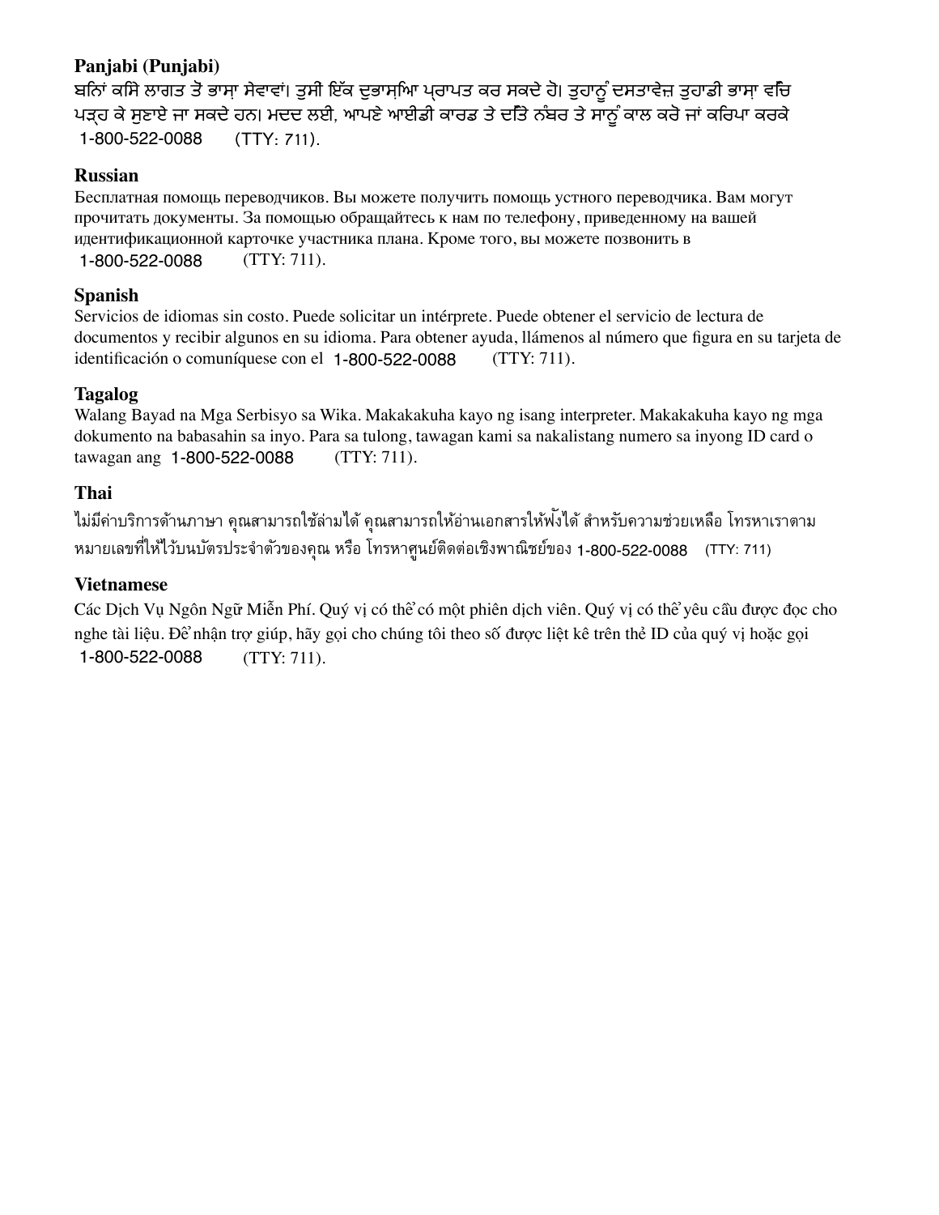## Panjabi (Punjabi)

ਬਨਿਾਂ ਕਸਿੇ ਲਾਗਤ ਤੋ ਭਾਸ਼ਾ ਸੇਵਾਵਾਂ। ਤੁਸੀਂ ਇੱਕ ਦੁਭਾਸ਼ੀਆ ਪ੍ਰਾਪਤ ਕਰ ਸਕਦੇ ਹੋ। ਤੁਹਾਨੂੰ ਦਸਤਾਵੇਜ਼ ਤੁਹਾਡੀ ਭਾਸ਼ਾ ਵਿੱਚ ਪੜ੍ਹ ਕੇ ਸੁਣਾਏ ਜਾ ਸਕਦੇ ਹਨ। ਮਦਦ ਲਈ, ਆਪਣੇ ਆਈਡੀ ਕਾਰਡ ਤੇ ਦਿੱਤੇ ਨੰਬਰ ਤੇ ਸਾਨੂੰ ਕਾਲ ਕਰੋ ਜਾਂ ਕਰਿਪਾ ਕਰਕੇ 1-800-522-0088 (TTY: 711).

## Russian

Бесплатная помощь переводчиков. Вы можете получить помощь устного переводчика. Вам могут прочитать документы. За помощью обращайтесь к нам по телефону, приведенному на вашей идентификационной карточке участника плана. Кроме того, вы можете позвонить в 1-800-522-0088 (TTY: 711).

## Spanish

Servicios de idiomas sin costo. Puede solicitar un intérprete. Puede obtener el servicio de lectura de documentos y recibir algunos en su idioma. Para obtener ayuda, llámenos al número que figura en su tarjeta de identificación o comuníquese con el 1-800-522-0088 (TTY: 711).

## Tagalog

Walang Bayad na Mga Serbisyo sa Wika. Makakakuha kayo ng isang interpreter. Makakakuha kayo ng mga dokumento na babasahin sa inyo. Para sa tulong, tawagan kami sa nakalistang numero sa inyong ID card o tawagan ang 1-800-522-0088 (TTY: 711).

## Thai

ไม่มีค่าบริการด้านภาษา คุณสามารถใช้ล่ามได้ คุณสามารถให้อ่านเอกสารให้ฟังได้ สำหรับความช่วยเหลือ โทรหาเราตามหมายเลขที่ให้ไว้บนบัตรประจำตัวของคุณ หรือ โทรหาศูนย์ติดต่อเชิงพาณิชย์ของ 1-800-522-0088 (TTY: 711)

## Vietnamese

Các Dịch Vụ Ngôn Ngữ Miễn Phí. Quý vị có thể có một phiên dịch viên. Quý vị có thể yêu cầu được đọc cho nghe tài liệu. Để nhận trợ giúp, hãy gọi cho chúng tôi theo số được liệt kê trên thẻ ID của quý vị hoặc gọi 1-800-522-0088 (TTY: 711).